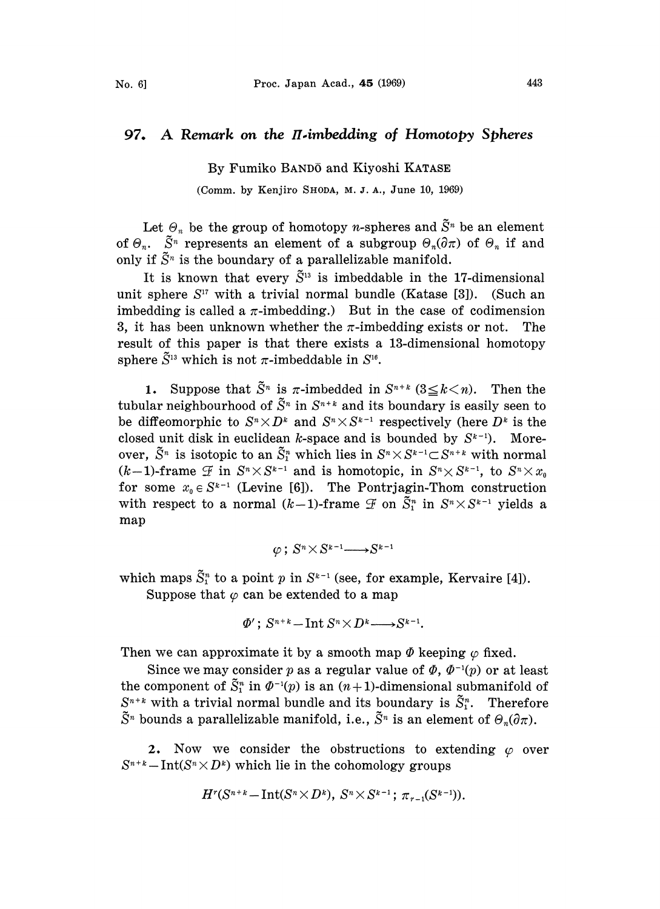# 97. A Remark on the Π-imbedding of Homotopy Spheres

By Fumiko BANDŌ and Kiyoshi KATASE

(Comm. by Kenjiro SHODA, M. J. A., June 10, 1969)

Let $\Theta_n$ be the group of homotopy $n$-spheres and $\tilde{S}^n$ be an element of $\Theta_n$. $\tilde{S}^n$ represents an element of a subgroup $\Theta_n(\partial\pi)$ of $\Theta_n$ if and only if $\tilde{S}^n$ is the boundary of a parallelizable manifold.

It is known that every $\tilde{S}^{13}$ is imbeddable in the 17-dimensional unit sphere $S^{17}$ with a trivial normal bundle (Katase [3]). (Such an imbedding is called a $\pi$-imbedding.) But in the case of codimension 3, it has been unknown whether the $\pi$-imbedding exists or not. The result of this paper is that there exists a 13-dimensional homotopy sphere $\tilde{S}^{13}$ which is not $\pi$-imbeddable in $S^{16}$.

**1.** Suppose that $\tilde{S}^n$ is $\pi$-imbedded in $S^{n+k}$ $(3 \leq k < n)$. Then the tubular neighbourhood of $\tilde{S}^n$ in $S^{n+k}$ and its boundary is easily seen to be diffeomorphic to $S^n \times D^k$ and $S^n \times S^{k-1}$ respectively (here $D^k$ is the closed unit disk in euclidean $k$-space and is bounded by $S^{k-1}$). Moreover, $\tilde{S}^n$ is isotopic to an $\tilde{S}_1^n$ which lies in $S^n \times S^{k-1} \subset S^{n+k}$ with normal $(k-1)$-frame $\mathcal{F}$ in $S^n \times S^{k-1}$ and is homotopic, in $S^n \times S^{k-1}$, to $S^n \times x_0$ for some $x_0 \in S^{k-1}$ (Levine [6]). The Pontrjagin-Thom construction with respect to a normal $(k-1)$-frame $\mathcal{F}$ on $\tilde{S}_1^n$ in $S^n \times S^{k-1}$ yields a map

$$\varphi;\ S^n \times S^{k-1} \longrightarrow S^{k-1}$$

which maps $\tilde{S}_1^n$ to a point $p$ in $S^{k-1}$ (see, for example, Kervaire [4]).

Suppose that $\varphi$ can be extended to a map

$$\Phi';\ S^{n+k} - \mathrm{Int}\, S^n \times D^k \longrightarrow S^{k-1}.$$

Then we can approximate it by a smooth map $\Phi$ keeping $\varphi$ fixed.

Since we may consider $p$ as a regular value of $\Phi$, $\Phi^{-1}(p)$ or at least the component of $\tilde{S}_1^n$ in $\Phi^{-1}(p)$ is an $(n+1)$-dimensional submanifold of $S^{n+k}$ with a trivial normal bundle and its boundary is $\tilde{S}_1^n$. Therefore $\tilde{S}^n$ bounds a parallelizable manifold, i.e., $\tilde{S}^n$ is an element of $\Theta_n(\partial\pi)$.

**2.** Now we consider the obstructions to extending $\varphi$ over $S^{n+k} - \mathrm{Int}(S^n \times D^k)$ which lie in the cohomology groups

$$H^r(S^{n+k} - \mathrm{Int}(S^n \times D^k),\ S^n \times S^{k-1};\ \pi_{r-1}(S^{k-1})).$$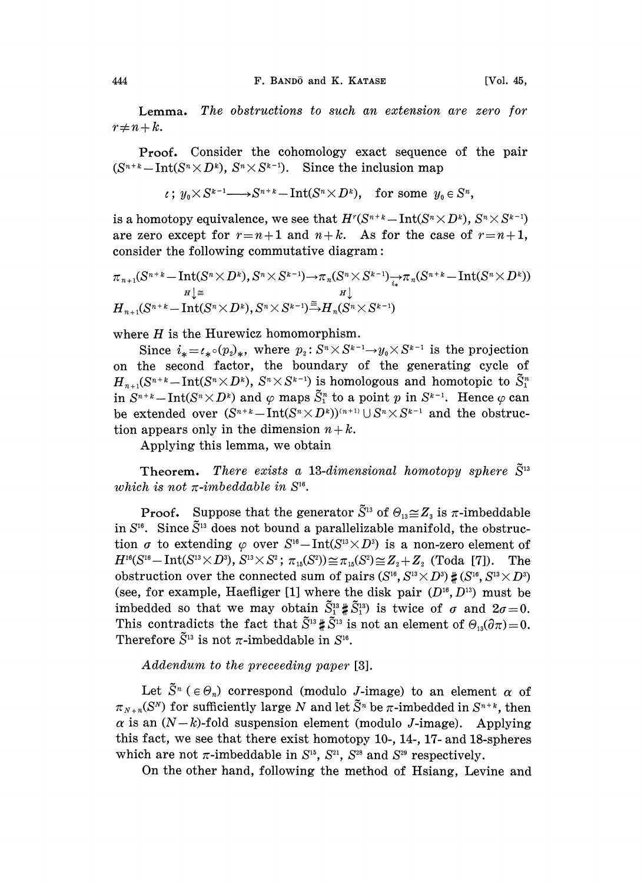**Lemma.** *The obstructions to such an extension are zero for $r \neq n+k$.*

**Proof.** Consider the cohomology exact sequence of the pair $(S^{n+k} - \mathrm{Int}(S^n \times D^k), S^n \times S^{k-1})$. Since the inclusion map

$$\iota;\ y_0 \times S^{k-1} \longrightarrow S^{n+k} - \mathrm{Int}(S^n \times D^k), \quad \text{for some } y_0 \in S^n,$$

is a homotopy equivalence, we see that $H^r(S^{n+k} - \mathrm{Int}(S^n \times D^k), S^n \times S^{k-1})$ are zero except for $r = n+1$ and $n+k$. As for the case of $r = n+1$, consider the following commutative diagram:

$$\begin{array}{ccccc}
\pi_{n+1}(S^{n+k} - \mathrm{Int}(S^n \times D^k), S^n \times S^{k-1}) & \rightarrow & \pi_n(S^n \times S^{k-1}) & \xrightarrow{i_*} & \pi_n(S^{n+k} - \mathrm{Int}(S^n \times D^k)) \\
H\downarrow\cong & & H\downarrow & & \\
H_{n+1}(S^{n+k} - \mathrm{Int}(S^n \times D^k), S^n \times S^{k-1}) & \xrightarrow{\cong} & H_n(S^n \times S^{k-1}) & &
\end{array}$$

where $H$ is the Hurewicz homomorphism.

Since $i_* = \iota_* \circ (p_2)_*$, where $p_2 : S^n \times S^{k-1} \rightarrow y_0 \times S^{k-1}$ is the projection on the second factor, the boundary of the generating cycle of $H_{n+1}(S^{n+k} - \mathrm{Int}(S^n \times D^k), S^n \times S^{k-1})$ is homologous and homotopic to $\tilde{S}_1^n$ in $S^{n+k} - \mathrm{Int}(S^n \times D^k)$ and $\varphi$ maps $\tilde{S}_1^n$ to a point $p$ in $S^{k-1}$. Hence $\varphi$ can be extended over $(S^{n+k} - \mathrm{Int}(S^n \times D^k))^{(n+1)} \cup S^n \times S^{k-1}$ and the obstruction appears only in the dimension $n+k$.

Applying this lemma, we obtain

**Theorem.** *There exists a 13-dimensional homotopy sphere $\tilde{S}^{13}$ which is not $\pi$-imbeddable in $S^{16}$.*

**Proof.** Suppose that the generator $\tilde{S}^{13}$ of $\Theta_{13} \cong Z_3$ is $\pi$-imbeddable in $S^{16}$. Since $\tilde{S}^{13}$ does not bound a parallelizable manifold, the obstruction $\sigma$ to extending $\varphi$ over $S^{16} - \mathrm{Int}(S^{13} \times D^3)$ is a non-zero element of $H^{16}(S^{16} - \mathrm{Int}(S^{13} \times D^3), S^{13} \times S^2; \pi_{15}(S^2)) \cong \pi_{15}(S^2) \cong Z_2 + Z_2$ (Toda [7]). The obstruction over the connected sum of pairs $(S^{16}, S^{13} \times D^3) \# (S^{16}, S^{13} \times D^3)$ (see, for example, Haefliger [1] where the disk pair $(D^{16}, D^{13})$ must be imbedded so that we may obtain $\tilde{S}_1^{13} \# \tilde{S}_1^{13}$) is twice of $\sigma$ and $2\sigma = 0$. This contradicts the fact that $\tilde{S}^{13} \# \tilde{S}^{13}$ is not an element of $\Theta_{13}(\partial\pi) = 0$. Therefore $\tilde{S}^{13}$ is not $\pi$-imbeddable in $S^{16}$.

*Addendum to the preceeding paper* [3].

Let $\tilde{S}^n$ ($\in \Theta_n$) correspond (modulo $J$-image) to an element $\alpha$ of $\pi_{N+n}(S^N)$ for sufficiently large $N$ and let $\tilde{S}^n$ be $\pi$-imbedded in $S^{n+k}$, then $\alpha$ is an $(N-k)$-fold suspension element (modulo $J$-image). Applying this fact, we see that there exist homotopy 10-, 14-, 17- and 18-spheres which are not $\pi$-imbeddable in $S^{15}$, $S^{21}$, $S^{28}$ and $S^{29}$ respectively.

On the other hand, following the method of Hsiang, Levine and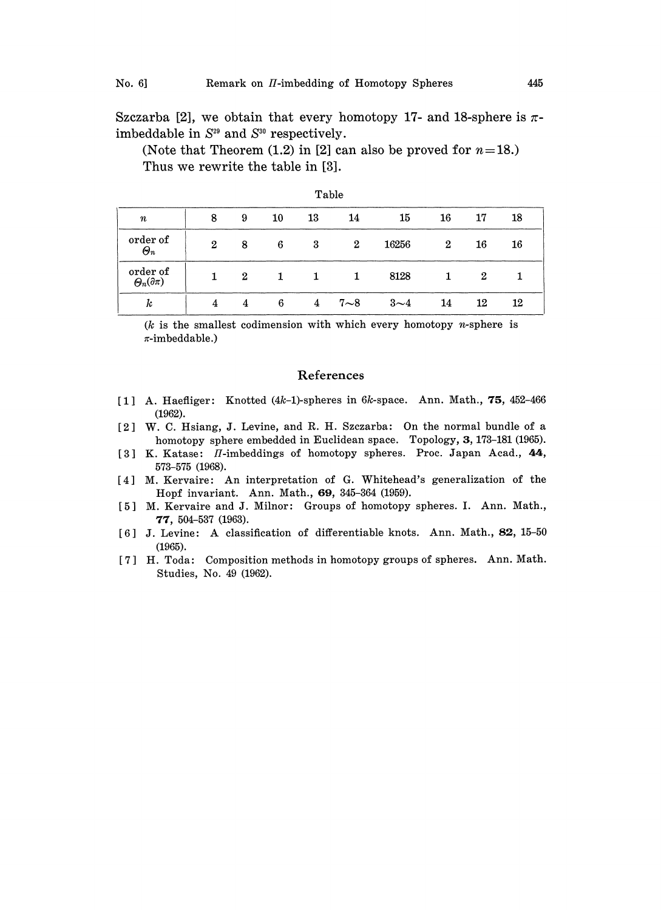Szczarba [2], we obtain that every homotopy 17- and 18-sphere is $\pi$-imbeddable in $S^{29}$ and $S^{30}$ respectively.

(Note that Theorem (1.2) in [2] can also be proved for $n=18$.)

Thus we rewrite the table in [3].

Table

| $n$ | 8 | 9 | 10 | 13 | 14 | 15 | 16 | 17 | 18 |
|---|---|---|---|---|---|---|---|---|---|
| order of $\Theta_n$ | 2 | 8 | 6 | 3 | 2 | 16256 | 2 | 16 | 16 |
| order of $\Theta_n(\partial\pi)$ | 1 | 2 | 1 | 1 | 1 | 8128 | 1 | 2 | 1 |
| $k$ | 4 | 4 | 6 | 4 | $7\sim8$ | $3\sim4$ | 14 | 12 | 12 |

($k$ is the smallest codimension with which every homotopy $n$-sphere is $\pi$-imbeddable.)

## References

[1] A. Haefliger: Knotted $(4k-1)$-spheres in $6k$-space. Ann. Math., **75**, 452–466 (1962).

[2] W. C. Hsiang, J. Levine, and R. H. Szczarba: On the normal bundle of a homotopy sphere embedded in Euclidean space. Topology, **3**, 173–181 (1965).

[3] K. Katase: $\Pi$-imbeddings of homotopy spheres. Proc. Japan Acad., **44**, 573–575 (1968).

[4] M. Kervaire: An interpretation of G. Whitehead's generalization of the Hopf invariant. Ann. Math., **69**, 345–364 (1959).

[5] M. Kervaire and J. Milnor: Groups of homotopy spheres. I. Ann. Math., **77**, 504–537 (1963).

[6] J. Levine: A classification of differentiable knots. Ann. Math., **82**, 15–50 (1965).

[7] H. Toda: Composition methods in homotopy groups of spheres. Ann. Math. Studies, No. 49 (1962).